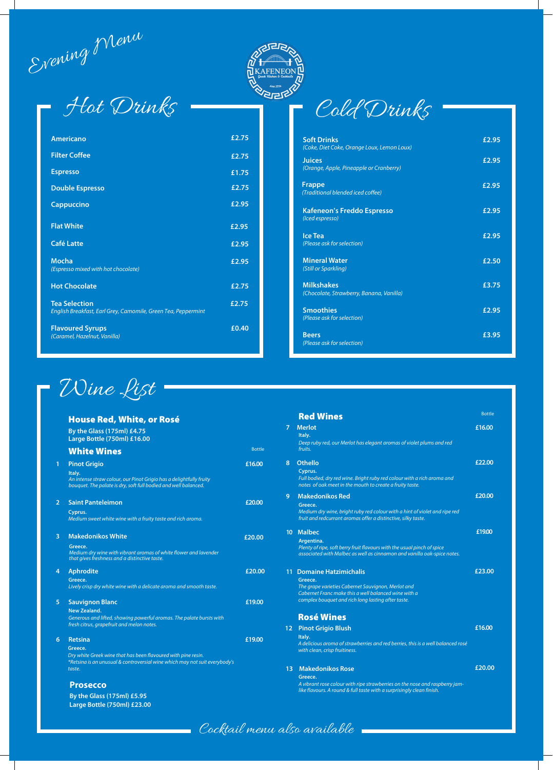# Evening Menu

KAFENEON
Greek Kitchen & Cocktails

## Hot Drinks

| | |
|---|---|
| **Americano** | £2.75 |
| **Filter Coffee** | £2.75 |
| **Espresso** | £1.75 |
| **Double Espresso** | £2.75 |
| **Cappuccino** | £2.95 |
| **Flat White** | £2.95 |
| **Café Latte** | £2.95 |
| **Mocha** *(Espresso mixed with hot chocolate)* | £2.95 |
| **Hot Chocolate** | £2.75 |
| **Tea Selection** *English Breakfast, Earl Grey, Camomile, Green Tea, Peppermint* | £2.75 |
| **Flavoured Syrups** *(Caramel, Hazelnut, Vanilla)* | £0.40 |

## Cold Drinks

| | |
|---|---|
| **Soft Drinks** *(Coke, Diet Coke, Orange Loux, Lemon Loux)* | £2.95 |
| **Juices** *(Orange, Apple, Pineapple or Cranberry)* | £2.95 |
| **Frappe** *(Traditional blended iced coffee)* | £2.95 |
| **Kafeneon's Freddo Espresso** *(Iced espresso)* | £2.95 |
| **Ice Tea** *(Please ask for selection)* | £2.95 |
| **Mineral Water** *(Still or Sparkling)* | £2.50 |
| **Milkshakes** *(Chocolate, Strawberry, Banana, Vanilla)* | £3.75 |
| **Smoothies** *(Please ask for selection)* | £2.95 |
| **Beers** *(Please ask for selection)* | £3.95 |

## Wine List

### House Red, White, or Rosé

**By the Glass (175ml) £4.75**
**Large Bottle (750ml) £16.00**

### White Wines

| | | Bottle |
|---|---|---|
| 1 | **Pinot Grigio** **Italy.** *An intense straw colour, our Pinot Grigio has a delightfully fruity bouquet. The palate is dry, soft full bodied and well balanced.* | £16.00 |
| 2 | **Saint Panteleimon** **Cyprus.** *Medium sweet white wine with a fruity taste and rich aroma.* | £20.00 |
| 3 | **Makedonikos White** **Greece.** *Medium dry wine with vibrant aromas of white flower and lavender that gives freshness and a distinctive taste.* | £20.00 |
| 4 | **Aphrodite** **Greece.** *Lively crisp dry white wine with a delicate aroma and smooth taste.* | £20.00 |
| 5 | **Sauvignon Blanc** **New Zealand.** *Generous and lifted, showing powerful aromas. The palate bursts with fresh citrus, grapefruit and melon notes.* | £19.00 |
| 6 | **Retsina** **Greece.** *Dry white Greek wine that has been flavoured with pine resin. \*Retsina is an unusual & controversial wine which may not suit everybody's taste.* | £19.00 |

### Prosecco

**By the Glass (175ml) £5.95**
**Large Bottle (750ml) £23.00**

### Red Wines

| | | Bottle |
|---|---|---|
| 7 | **Merlot** **Italy.** *Deep ruby red, our Merlot has elegant aromas of violet plums and red fruits.* | £16.00 |
| 8 | **Othello** **Cyprus.** *Full bodied, dry red wine. Bright ruby red colour with a rich aroma and notes of oak meet in the mouth to create a fruity taste.* | £22.00 |
| 9 | **Makedonikos Red** **Greece.** *Medium dry wine, bright ruby red colour with a hint of violet and ripe red fruit and redcurrant aromas offer a distinctive, silky taste.* | £20.00 |
| 10 | **Malbec** **Argentina.** *Plenty of ripe, soft berry fruit flavours with the usual pinch of spice associated with Malbec as well as cinnamon and vanilla oak-spice notes.* | £19.00 |
| 11 | **Domaine Hatzimichalis** **Greece.** *The grape varieties Cabernet Sauvignon, Merlot and Cabernet Franc make this a well balanced wine with a complex bouquet and rich long lasting after taste.* | £23.00 |

### Rosé Wines

| | | |
|---|---|---|
| 12 | **Pinot Grigio Blush** **Italy.** *A delicious aroma of strawberries and red berries, this is a well balanced rosé with clean, crisp fruitiness.* | £16.00 |
| 13 | **Makedonikos Rose** **Greece.** *A vibrant rose colour with ripe strawberries on the nose and raspberry jam-like flavours. A round & full taste with a surprisingly clean finish.* | £20.00 |

*Cocktail menu also available*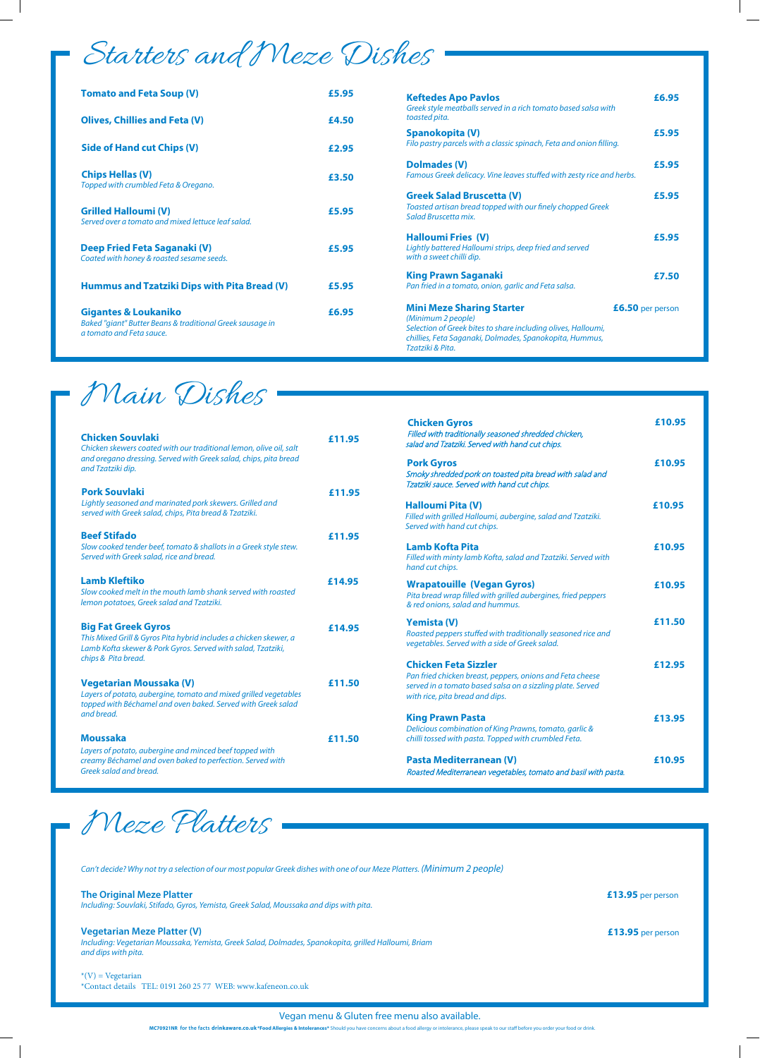# Starters and Meze Dishes

**Tomato and Feta Soup (V)** £5.95

**Olives, Chillies and Feta (V)** £4.50

**Side of Hand cut Chips (V)** £2.95

**Chips Hellas (V)** £3.50
*Topped with crumbled Feta & Oregano.*

**Grilled Halloumi (V)** £5.95
*Served over a tomato and mixed lettuce leaf salad.*

**Deep Fried Feta Saganaki (V)** £5.95
*Coated with honey & roasted sesame seeds.*

**Hummus and Tzatziki Dips with Pita Bread (V)** £5.95

**Gigantes & Loukaniko** £6.95
*Baked "giant" Butter Beans & traditional Greek sausage in a tomato and Feta sauce.*

**Keftedes Apo Pavlos** £6.95
*Greek style meatballs served in a rich tomato based salsa with toasted pita.*

**Spanokopita (V)** £5.95
*Filo pastry parcels with a classic spinach, Feta and onion filling.*

**Dolmades (V)** £5.95
*Famous Greek delicacy. Vine leaves stuffed with zesty rice and herbs.*

**Greek Salad Bruscetta (V)** £5.95
*Toasted artisan bread topped with our finely chopped Greek Salad Bruscetta mix.*

**Halloumi Fries (V)** £5.95
*Lightly battered Halloumi strips, deep fried and served with a sweet chilli dip.*

**King Prawn Saganaki** £7.50
*Pan fried in a tomato, onion, garlic and Feta salsa.*

**Mini Meze Sharing Starter** **£6.50** per person
*(Minimum 2 people)*
*Selection of Greek bites to share including olives, Halloumi, chillies, Feta Saganaki, Dolmades, Spanokopita, Hummus, Tzatziki & Pita.*

# Main Dishes

**Chicken Souvlaki** £11.95
*Chicken skewers coated with our traditional lemon, olive oil, salt and oregano dressing. Served with Greek salad, chips, pita bread and Tzatziki dip.*

**Pork Souvlaki** £11.95
*Lightly seasoned and marinated pork skewers. Grilled and served with Greek salad, chips, Pita bread & Tzatziki.*

**Beef Stifado** £11.95
*Slow cooked tender beef, tomato & shallots in a Greek style stew. Served with Greek salad, rice and bread.*

**Lamb Kleftiko** £14.95
*Slow cooked melt in the mouth lamb shank served with roasted lemon potatoes, Greek salad and Tzatziki.*

**Big Fat Greek Gyros** £14.95
*This Mixed Grill & Gyros Pita hybrid includes a chicken skewer, a Lamb Kofta skewer & Pork Gyros. Served with salad, Tzatziki, chips & Pita bread.*

**Vegetarian Moussaka (V)** £11.50
*Layers of potato, aubergine, tomato and mixed grilled vegetables topped with Béchamel and oven baked. Served with Greek salad and bread.*

**Moussaka** £11.50
*Layers of potato, aubergine and minced beef topped with creamy Béchamel and oven baked to perfection. Served with Greek salad and bread.*

**Chicken Gyros** £10.95
*Filled with traditionally seasoned shredded chicken, salad and Tzatziki. Served with hand cut chips.*

**Pork Gyros** £10.95
*Smoky shredded pork on toasted pita bread with salad and Tzatziki sauce. Served with hand cut chips.*

**Halloumi Pita (V)** £10.95
*Filled with grilled Halloumi, aubergine, salad and Tzatziki. Served with hand cut chips.*

**Lamb Kofta Pita** £10.95
*Filled with minty lamb Kofta, salad and Tzatziki. Served with hand cut chips.*

**Wrapatouille (Vegan Gyros)** £10.95
*Pita bread wrap filled with grilled aubergines, fried peppers & red onions, salad and hummus.*

**Yemista (V)** £11.50
*Roasted peppers stuffed with traditionally seasoned rice and vegetables. Served with a side of Greek salad.*

**Chicken Feta Sizzler** £12.95
*Pan fried chicken breast, peppers, onions and Feta cheese served in a tomato based salsa on a sizzling plate. Served with rice, pita bread and dips.*

**King Prawn Pasta** £13.95
*Delicious combination of King Prawns, tomato, garlic & chilli tossed with pasta. Topped with crumbled Feta.*

**Pasta Mediterranean (V)** £10.95
*Roasted Mediterranean vegetables, tomato and basil with pasta.*

# Meze Platters

*Can't decide? Why not try a selection of our most popular Greek dishes with one of our Meze Platters.* (Minimum 2 people)

**The Original Meze Platter** **£13.95** per person
*Including: Souvlaki, Stifado, Gyros, Yemista, Greek Salad, Moussaka and dips with pita.*

**Vegetarian Meze Platter (V)** **£13.95** per person
*Including: Vegetarian Moussaka, Yemista, Greek Salad, Dolmades, Spanokopita, grilled Halloumi, Briam and dips with pita.*

*(V) = Vegetarian
*Contact details TEL: 0191 260 25 77 WEB: www.kafeneon.co.uk

Vegan menu & Gluten free menu also available.

MC70921NR for the facts **drinkaware.co.uk** ***Food Allergies & Intolerances*** Should you have concerns about a food allergy or intolerance, please speak to our staff before you order your food or drink.